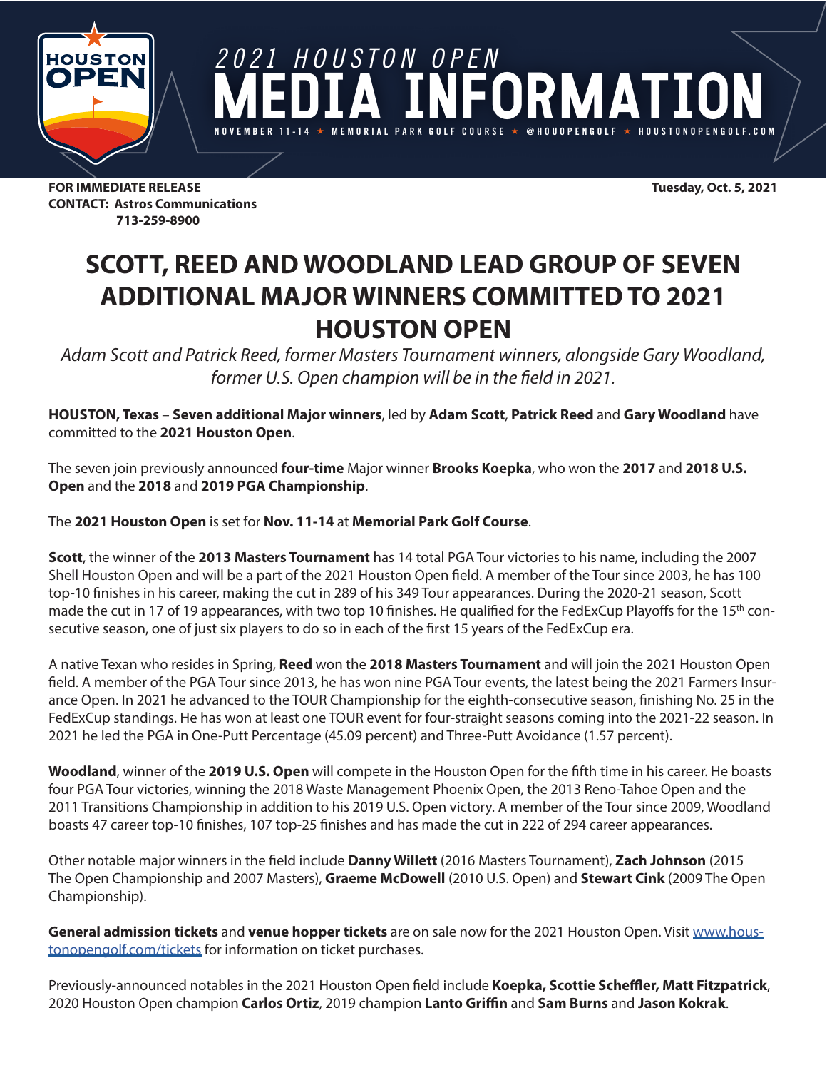2021 HOUSTON OPEN

# MEDIA INFORMATION

NOVEMBER 11-14 ★ MEMORIAL PARK GOLF COURSE ★ @HOUOPENGOLF ★ HOUSTONOPENGOLF.COM

**FOR IMMEDIATE RELEASE** **Tuesday, Oct. 5, 2021**
**CONTACT: Astros Communications**
**713-259-8900**

# SCOTT, REED AND WOODLAND LEAD GROUP OF SEVEN ADDITIONAL MAJOR WINNERS COMMITTED TO 2021 HOUSTON OPEN

*Adam Scott and Patrick Reed, former Masters Tournament winners, alongside Gary Woodland, former U.S. Open champion will be in the field in 2021.*

**HOUSTON, Texas** – **Seven additional Major winners**, led by **Adam Scott**, **Patrick Reed** and **Gary Woodland** have committed to the **2021 Houston Open**.

The seven join previously announced **four-time** Major winner **Brooks Koepka**, who won the **2017** and **2018 U.S. Open** and the **2018** and **2019 PGA Championship**.

The **2021 Houston Open** is set for **Nov. 11-14** at **Memorial Park Golf Course**.

**Scott**, the winner of the **2013 Masters Tournament** has 14 total PGA Tour victories to his name, including the 2007 Shell Houston Open and will be a part of the 2021 Houston Open field. A member of the Tour since 2003, he has 100 top-10 finishes in his career, making the cut in 289 of his 349 Tour appearances. During the 2020-21 season, Scott made the cut in 17 of 19 appearances, with two top 10 finishes. He qualified for the FedExCup Playoffs for the 15th consecutive season, one of just six players to do so in each of the first 15 years of the FedExCup era.

A native Texan who resides in Spring, **Reed** won the **2018 Masters Tournament** and will join the 2021 Houston Open field. A member of the PGA Tour since 2013, he has won nine PGA Tour events, the latest being the 2021 Farmers Insurance Open. In 2021 he advanced to the TOUR Championship for the eighth-consecutive season, finishing No. 25 in the FedExCup standings. He has won at least one TOUR event for four-straight seasons coming into the 2021-22 season. In 2021 he led the PGA in One-Putt Percentage (45.09 percent) and Three-Putt Avoidance (1.57 percent).

**Woodland**, winner of the **2019 U.S. Open** will compete in the Houston Open for the fifth time in his career. He boasts four PGA Tour victories, winning the 2018 Waste Management Phoenix Open, the 2013 Reno-Tahoe Open and the 2011 Transitions Championship in addition to his 2019 U.S. Open victory. A member of the Tour since 2009, Woodland boasts 47 career top-10 finishes, 107 top-25 finishes and has made the cut in 222 of 294 career appearances.

Other notable major winners in the field include **Danny Willett** (2016 Masters Tournament), **Zach Johnson** (2015 The Open Championship and 2007 Masters), **Graeme McDowell** (2010 U.S. Open) and **Stewart Cink** (2009 The Open Championship).

**General admission tickets** and **venue hopper tickets** are on sale now for the 2021 Houston Open. Visit www.houstonopengolf.com/tickets for information on ticket purchases.

Previously-announced notables in the 2021 Houston Open field include **Koepka, Scottie Scheffler, Matt Fitzpatrick**, 2020 Houston Open champion **Carlos Ortiz**, 2019 champion **Lanto Griffin** and **Sam Burns** and **Jason Kokrak**.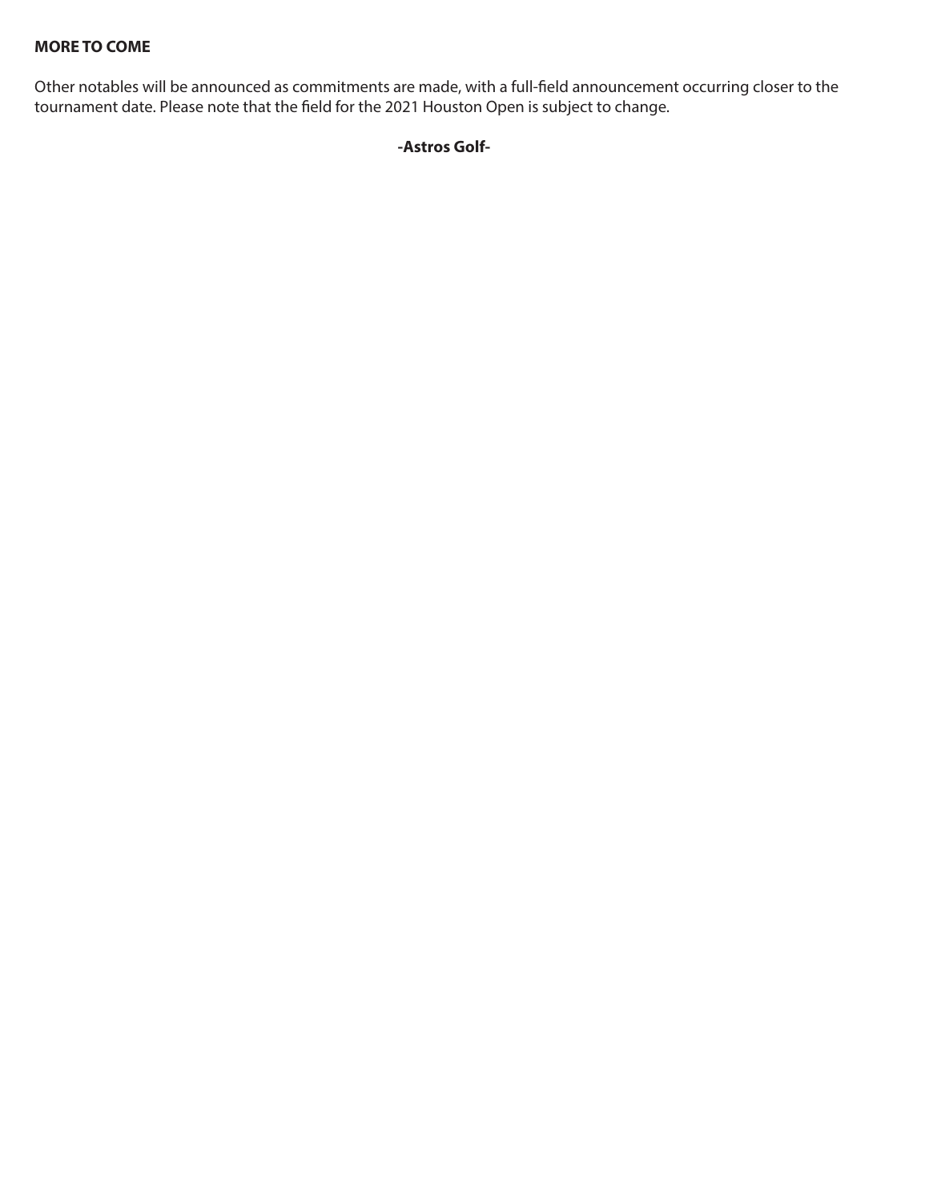**MORE TO COME**

Other notables will be announced as commitments are made, with a full-field announcement occurring closer to the tournament date. Please note that the field for the 2021 Houston Open is subject to change.

**-Astros Golf-**